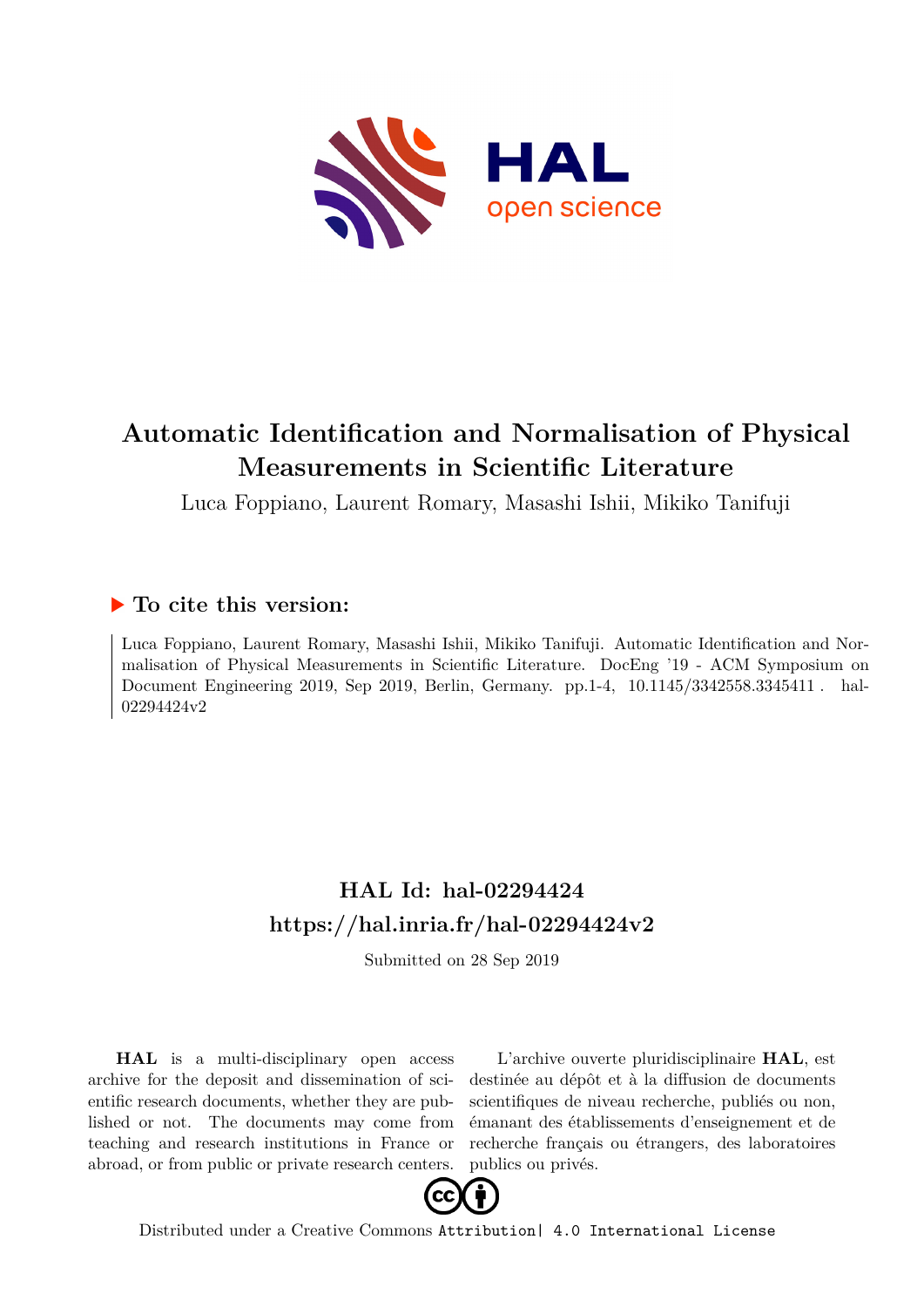# Automatic Identification and Normalisation of Physical Measurements in Scientific Literature

Luca Foppiano, Laurent Romary, Masashi Ishii, Mikiko Tanifuji

## ▶ To cite this version:

Luca Foppiano, Laurent Romary, Masashi Ishii, Mikiko Tanifuji. Automatic Identification and Normalisation of Physical Measurements in Scientific Literature. DocEng '19 - ACM Symposium on Document Engineering 2019, Sep 2019, Berlin, Germany. pp.1-4, 10.1145/3342558.3345411 . hal-02294424v2

## HAL Id: hal-02294424
## https://hal.inria.fr/hal-02294424v2

Submitted on 28 Sep 2019

**HAL** is a multi-disciplinary open access archive for the deposit and dissemination of scientific research documents, whether they are published or not. The documents may come from teaching and research institutions in France or abroad, or from public or private research centers.

L'archive ouverte pluridisciplinaire **HAL**, est destinée au dépôt et à la diffusion de documents scientifiques de niveau recherche, publiés ou non, émanant des établissements d'enseignement et de recherche français ou étrangers, des laboratoires publics ou privés.

Distributed under a Creative Commons Attribution| 4.0 International License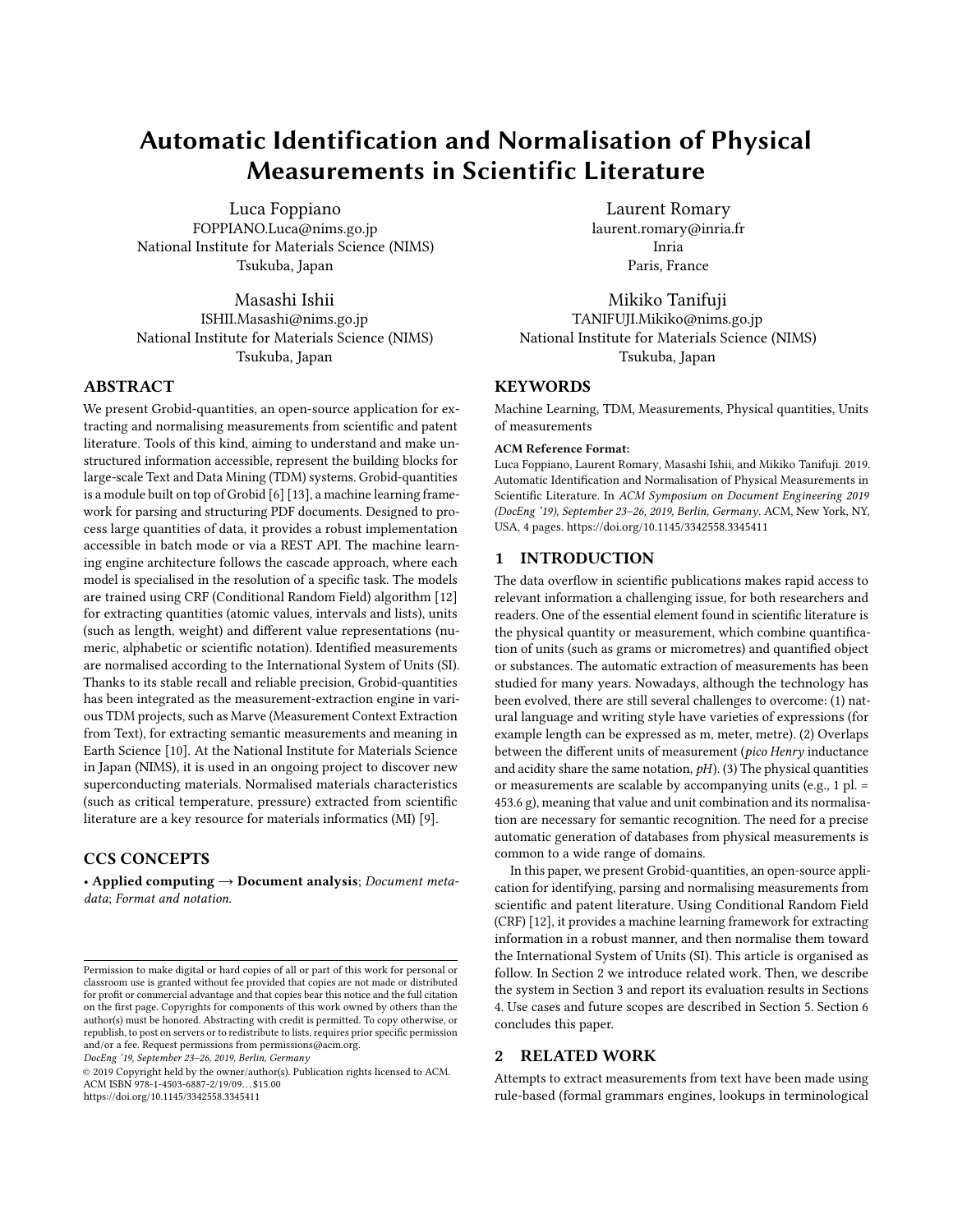# Automatic Identification and Normalisation of Physical Measurements in Scientific Literature

Luca Foppiano
FOPPIANO.Luca@nims.go.jp
National Institute for Materials Science (NIMS)
Tsukuba, Japan

Laurent Romary
laurent.romary@inria.fr
Inria
Paris, France

Masashi Ishii
ISHII.Masashi@nims.go.jp
National Institute for Materials Science (NIMS)
Tsukuba, Japan

Mikiko Tanifuji
TANIFUJI.Mikiko@nims.go.jp
National Institute for Materials Science (NIMS)
Tsukuba, Japan

## ABSTRACT

We present Grobid-quantities, an open-source application for extracting and normalising measurements from scientific and patent literature. Tools of this kind, aiming to understand and make unstructured information accessible, represent the building blocks for large-scale Text and Data Mining (TDM) systems. Grobid-quantities is a module built on top of Grobid [6] [13], a machine learning framework for parsing and structuring PDF documents. Designed to process large quantities of data, it provides a robust implementation accessible in batch mode or via a REST API. The machine learning engine architecture follows the cascade approach, where each model is specialised in the resolution of a specific task. The models are trained using CRF (Conditional Random Field) algorithm [12] for extracting quantities (atomic values, intervals and lists), units (such as length, weight) and different value representations (numeric, alphabetic or scientific notation). Identified measurements are normalised according to the International System of Units (SI). Thanks to its stable recall and reliable precision, Grobid-quantities has been integrated as the measurement-extraction engine in various TDM projects, such as Marve (Measurement Context Extraction from Text), for extracting semantic measurements and meaning in Earth Science [10]. At the National Institute for Materials Science in Japan (NIMS), it is used in an ongoing project to discover new superconducting materials. Normalised materials characteristics (such as critical temperature, pressure) extracted from scientific literature are a key resource for materials informatics (MI) [9].

## CCS CONCEPTS

• **Applied computing → Document analysis**; *Document metadata*; *Format and notation*.

## KEYWORDS

Machine Learning, TDM, Measurements, Physical quantities, Units of measurements

**ACM Reference Format:**
Luca Foppiano, Laurent Romary, Masashi Ishii, and Mikiko Tanifuji. 2019. Automatic Identification and Normalisation of Physical Measurements in Scientific Literature. In *ACM Symposium on Document Engineering 2019 (DocEng '19), September 23–26, 2019, Berlin, Germany*. ACM, New York, NY, USA, 4 pages. https://doi.org/10.1145/3342558.3345411

Permission to make digital or hard copies of all or part of this work for personal or classroom use is granted without fee provided that copies are not made or distributed for profit or commercial advantage and that copies bear this notice and the full citation on the first page. Copyrights for components of this work owned by others than the author(s) must be honored. Abstracting with credit is permitted. To copy otherwise, or republish, to post on servers or to redistribute to lists, requires prior specific permission and/or a fee. Request permissions from permissions@acm.org.
*DocEng '19, September 23–26, 2019, Berlin, Germany*
© 2019 Copyright held by the owner/author(s). Publication rights licensed to ACM.
ACM ISBN 978-1-4503-6887-2/19/09…$15.00
https://doi.org/10.1145/3342558.3345411

## 1 INTRODUCTION

The data overflow in scientific publications makes rapid access to relevant information a challenging issue, for both researchers and readers. One of the essential element found in scientific literature is the physical quantity or measurement, which combine quantification of units (such as grams or micrometres) and quantified object or substances. The automatic extraction of measurements has been studied for many years. Nowadays, although the technology has been evolved, there are still several challenges to overcome: (1) natural language and writing style have varieties of expressions (for example length can be expressed as m, meter, metre). (2) Overlaps between the different units of measurement (*pico Henry* inductance and acidity share the same notation, *pH*). (3) The physical quantities or measurements are scalable by accompanying units (e.g., 1 pl. = 453.6 g), meaning that value and unit combination and its normalisation are necessary for semantic recognition. The need for a precise automatic generation of databases from physical measurements is common to a wide range of domains.

In this paper, we present Grobid-quantities, an open-source application for identifying, parsing and normalising measurements from scientific and patent literature. Using Conditional Random Field (CRF) [12], it provides a machine learning framework for extracting information in a robust manner, and then normalise them toward the International System of Units (SI). This article is organised as follow. In Section 2 we introduce related work. Then, we describe the system in Section 3 and report its evaluation results in Sections 4. Use cases and future scopes are described in Section 5. Section 6 concludes this paper.

## 2 RELATED WORK

Attempts to extract measurements from text have been made using rule-based (formal grammars engines, lookups in terminological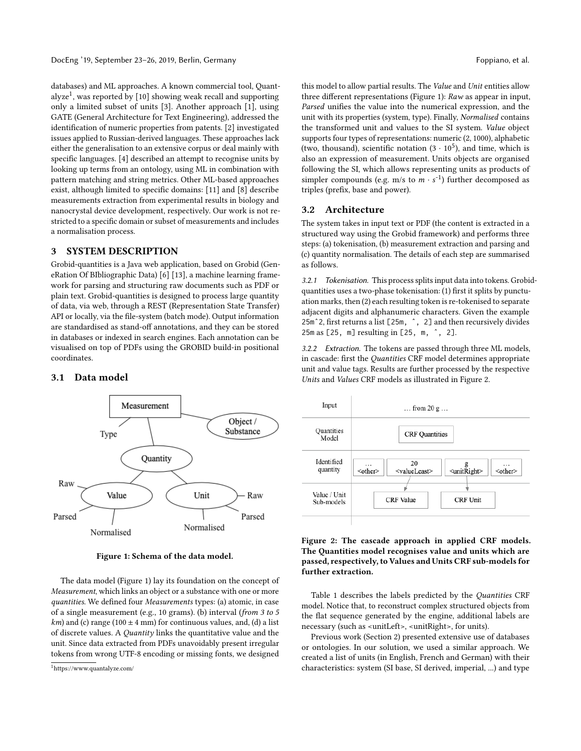databases) and ML approaches. A known commercial tool, Quantalyze[1], was reported by [10] showing weak recall and supporting only a limited subset of units [3]. Another approach [1], using GATE (General Architecture for Text Engineering), addressed the identification of numeric properties from patents. [2] investigated issues applied to Russian-derived languages. These approaches lack either the generalisation to an extensive corpus or deal mainly with specific languages. [4] described an attempt to recognise units by looking up terms from an ontology, using ML in combination with pattern matching and string metrics. Other ML-based approaches exist, although limited to specific domains: [11] and [8] describe measurements extraction from experimental results in biology and nanocrystal device development, respectively. Our work is not restricted to a specific domain or subset of measurements and includes a normalisation process.

## 3 SYSTEM DESCRIPTION

Grobid-quantities is a Java web application, based on Grobid (GeneRation Of BIbliographic Data) [6] [13], a machine learning framework for parsing and structuring raw documents such as PDF or plain text. Grobid-quantities is designed to process large quantity of data, via web, through a REST (Representation State Transfer) API or locally, via the file-system (batch mode). Output information are standardised as stand-off annotations, and they can be stored in databases or indexed in search engines. Each annotation can be visualised on top of PDFs using the GROBID build-in positional coordinates.

### 3.1 Data model

**Figure 1: Schema of the data model.**

The data model (Figure 1) lay its foundation on the concept of *Measurement*, which links an object or a substance with one or more *quantities*. We defined four *Measurements* types: (a) atomic, in case of a single measurement (e.g., 10 grams). (b) interval (*from 3 to 5 km*) and (c) range (100 ± 4 mm) for continuous values, and, (d) a list of discrete values. A *Quantity* links the quantitative value and the unit. Since data extracted from PDFs unavoidably present irregular tokens from wrong UTF-8 encoding or missing fonts, we designed this model to allow partial results. The *Value* and *Unit* entities allow three different representations (Figure 1): *Raw* as appear in input, *Parsed* unifies the value into the numerical expression, and the unit with its properties (system, type). Finally, *Normalised* contains the transformed unit and values to the SI system. *Value* object supports four types of representations: numeric (2, 1000), alphabetic (two, thousand), scientific notation ($3 \cdot 10^5$), and time, which is also an expression of measurement. Units objects are organised following the SI, which allows representing units as products of simpler compounds (e.g. m/s to $m \cdot s^{-1}$) further decomposed as triples (prefix, base and power).

[1] https://www.quantalyze.com/

### 3.2 Architecture

The system takes in input text or PDF (the content is extracted in a structured way using the Grobid framework) and performs three steps: (a) tokenisation, (b) measurement extraction and parsing and (c) quantity normalisation. The details of each step are summarised as follows.

*3.2.1 Tokenisation.* This process splits input data into tokens. Grobid-quantities uses a two-phase tokenisation: (1) first it splits by punctuation marks, then (2) each resulting token is re-tokenised to separate adjacent digits and alphanumeric characters. Given the example `25m^2`, first returns a list `[25m, ^, 2]` and then recursively divides `25m` as `[25, m]` resulting in `[25, m, ^, 2]`.

*3.2.2 Extraction.* The tokens are passed through three ML models, in cascade: first the *Quantities* CRF model determines appropriate unit and value tags. Results are further processed by the respective *Units* and *Values* CRF models as illustrated in Figure 2.

**Figure 2: The cascade approach in applied CRF models. The Quantities model recognises value and units which are passed, respectively, to Values and Units CRF sub-models for further extraction.**

Table 1 describes the labels predicted by the *Quantities* CRF model. Notice that, to reconstruct complex structured objects from the flat sequence generated by the engine, additional labels are necessary (such as <unitLeft>, <unitRight>, for units).

Previous work (Section 2) presented extensive use of databases or ontologies. In our solution, we used a similar approach. We created a list of units (in English, French and German) with their characteristics: system (SI base, SI derived, imperial, ...) and type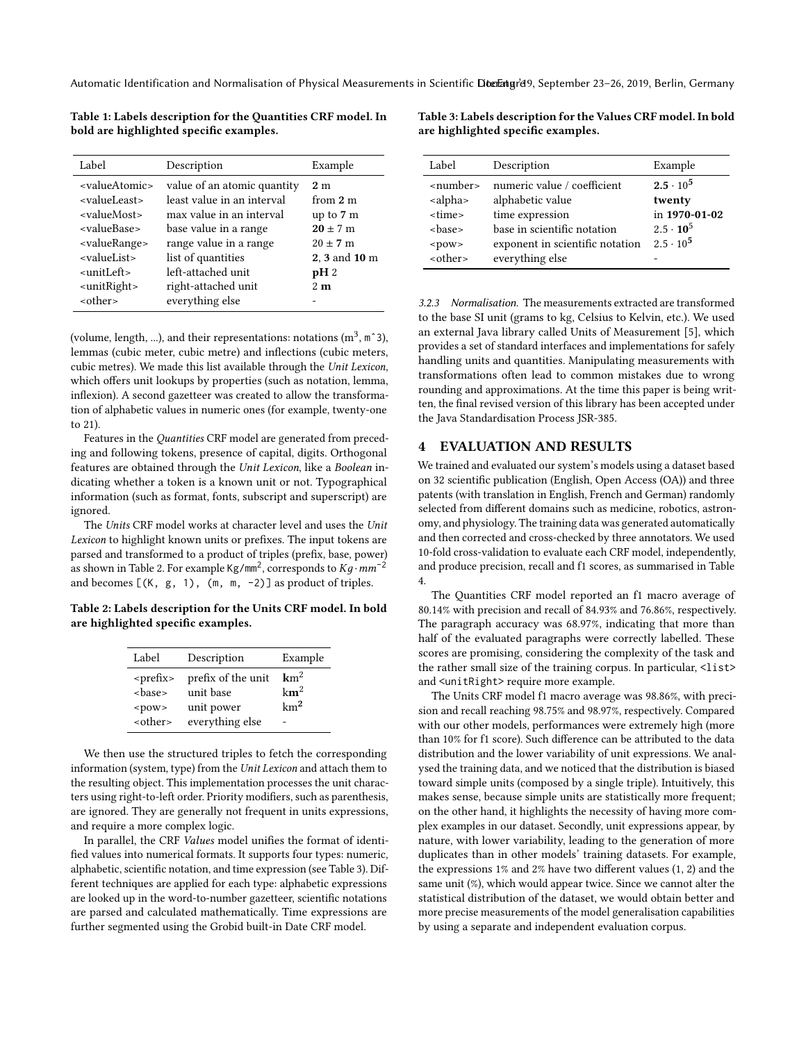**Table 1: Labels description for the Quantities CRF model. In bold are highlighted specific examples.**

| Label | Description | Example |
|---|---|---|
| <valueAtomic> | value of an atomic quantity | **2** m |
| <valueLeast> | least value in an interval | from **2** m |
| <valueMost> | max value in an interval | up to **7** m |
| <valueBase> | base value in a range | **20** ± 7 m |
| <valueRange> | range value in a range | 20 ± **7** m |
| <valueList> | list of quantities | **2**, **3** and **10** m |
| <unitLeft> | left-attached unit | **pH** 2 |
| <unitRight> | right-attached unit | 2 **m** |
| <other> | everything else | - |

(volume, length, ...), and their representations: notations ($m^3$, m^3), lemmas (cubic meter, cubic metre) and inflections (cubic meters, cubic metres). We made this list available through the *Unit Lexicon*, which offers unit lookups by properties (such as notation, lemma, inflexion). A second gazetteer was created to allow the transformation of alphabetic values in numeric ones (for example, twenty-one to 21).

Features in the *Quantities* CRF model are generated from preceding and following tokens, presence of capital, digits. Orthogonal features are obtained through the *Unit Lexicon*, like a *Boolean* indicating whether a token is a known unit or not. Typographical information (such as format, fonts, subscript and superscript) are ignored.

The *Units* CRF model works at character level and uses the *Unit Lexicon* to highlight known units or prefixes. The input tokens are parsed and transformed to a product of triples (prefix, base, power) as shown in Table 2. For example Kg/$mm^2$, corresponds to $Kg \cdot mm^{-2}$ and becomes [(K, g, 1), (m, m, -2)] as product of triples.

**Table 2: Labels description for the Units CRF model. In bold are highlighted specific examples.**

| Label | Description | Example |
|---|---|---|
| <prefix> | prefix of the unit | **k**$m^2$ |
| <base> | unit base | k**m**$^2$ |
| <pow> | unit power | km$^{\mathbf{2}}$ |
| <other> | everything else | - |

We then use the structured triples to fetch the corresponding information (system, type) from the *Unit Lexicon* and attach them to the resulting object. This implementation processes the unit characters using right-to-left order. Priority modifiers, such as parenthesis, are ignored. They are generally not frequent in units expressions, and require a more complex logic.

In parallel, the CRF *Values* model unifies the format of identified values into numerical formats. It supports four types: numeric, alphabetic, scientific notation, and time expression (see Table 3). Different techniques are applied for each type: alphabetic expressions are looked up in the word-to-number gazetteer, scientific notations are parsed and calculated mathematically. Time expressions are further segmented using the Grobid built-in Date CRF model.

**Table 3: Labels description for the Values CRF model. In bold are highlighted specific examples.**

| Label | Description | Example |
|---|---|---|
| <number> | numeric value / coefficient | $\mathbf{2.5} \cdot 10^5$ |
| <alpha> | alphabetic value | **twenty** |
| <time> | time expression | in **1970-01-02** |
| <base> | base in scientific notation | $2.5 \cdot \mathbf{10}^5$ |
| <pow> | exponent in scientific notation | $2.5 \cdot 10^{\mathbf{5}}$ |
| <other> | everything else | - |

*3.2.3 Normalisation.* The measurements extracted are transformed to the base SI unit (grams to kg, Celsius to Kelvin, etc.). We used an external Java library called Units of Measurement [5], which provides a set of standard interfaces and implementations for safely handling units and quantities. Manipulating measurements with transformations often lead to common mistakes due to wrong rounding and approximations. At the time this paper is being written, the final revised version of this library has been accepted under the Java Standardisation Process JSR-385.

## 4 EVALUATION AND RESULTS

We trained and evaluated our system's models using a dataset based on 32 scientific publication (English, Open Access (OA)) and three patents (with translation in English, French and German) randomly selected from different domains such as medicine, robotics, astronomy, and physiology. The training data was generated automatically and then corrected and cross-checked by three annotators. We used 10-fold cross-validation to evaluate each CRF model, independently, and produce precision, recall and f1 scores, as summarised in Table 4.

The Quantities CRF model reported an f1 macro average of 80.14% with precision and recall of 84.93% and 76.86%, respectively. The paragraph accuracy was 68.97%, indicating that more than half of the evaluated paragraphs were correctly labelled. These scores are promising, considering the complexity of the task and the rather small size of the training corpus. In particular, <list> and <unitRight> require more example.

The Units CRF model f1 macro average was 98.86%, with precision and recall reaching 98.75% and 98.97%, respectively. Compared with our other models, performances were extremely high (more than 10% for f1 score). Such difference can be attributed to the data distribution and the lower variability of unit expressions. We analysed the training data, and we noticed that the distribution is biased toward simple units (composed by a single triple). Intuitively, this makes sense, because simple units are statistically more frequent; on the other hand, it highlights the necessity of having more complex examples in our dataset. Secondly, unit expressions appear, by nature, with lower variability, leading to the generation of more duplicates than in other models' training datasets. For example, the expressions 1% and 2% have two different values (1, 2) and the same unit (%), which would appear twice. Since we cannot alter the statistical distribution of the dataset, we would obtain better and more precise measurements of the model generalisation capabilities by using a separate and independent evaluation corpus.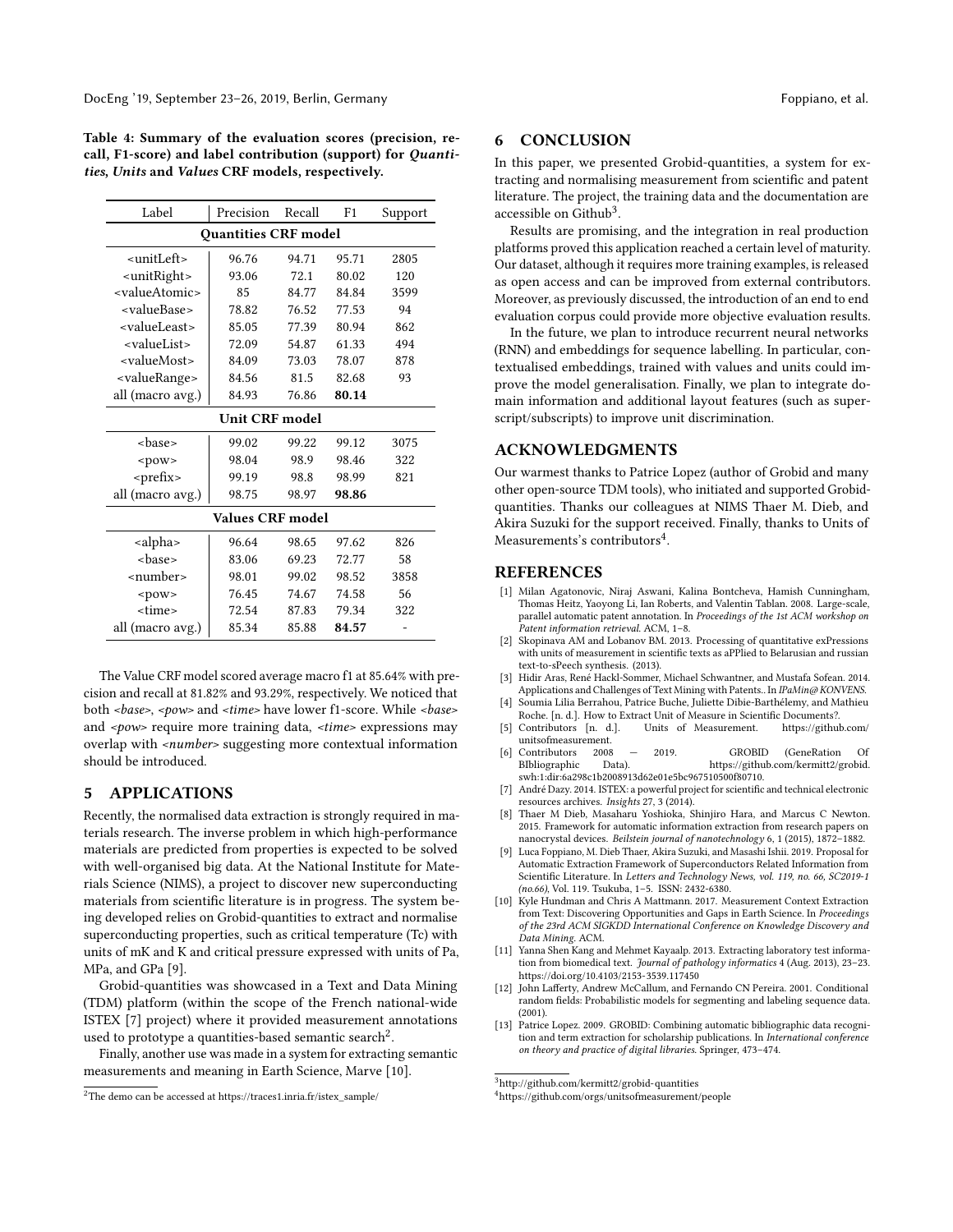Table 4: Summary of the evaluation scores (precision, recall, F1-score) and label contribution (support) for *Quantities*, *Units* and *Values* CRF models, respectively.

| Label | Precision | Recall | F1 | Support |
|---|---|---|---|---|
| **Quantities CRF model** | | | | |
| <unitLeft> | 96.76 | 94.71 | 95.71 | 2805 |
| <unitRight> | 93.06 | 72.1 | 80.02 | 120 |
| <valueAtomic> | 85 | 84.77 | 84.84 | 3599 |
| <valueBase> | 78.82 | 76.52 | 77.53 | 94 |
| <valueLeast> | 85.05 | 77.39 | 80.94 | 862 |
| <valueList> | 72.09 | 54.87 | 61.33 | 494 |
| <valueMost> | 84.09 | 73.03 | 78.07 | 878 |
| <valueRange> | 84.56 | 81.5 | 82.68 | 93 |
| all (macro avg.) | 84.93 | 76.86 | **80.14** | |
| **Unit CRF model** | | | | |
| <base> | 99.02 | 99.22 | 99.12 | 3075 |
| <pow> | 98.04 | 98.9 | 98.46 | 322 |
| <prefix> | 99.19 | 98.8 | 98.99 | 821 |
| all (macro avg.) | 98.75 | 98.97 | **98.86** | |
| **Values CRF model** | | | | |
| <alpha> | 96.64 | 98.65 | 97.62 | 826 |
| <base> | 83.06 | 69.23 | 72.77 | 58 |
| <number> | 98.01 | 99.02 | 98.52 | 3858 |
| <pow> | 76.45 | 74.67 | 74.58 | 56 |
| <time> | 72.54 | 87.83 | 79.34 | 322 |
| all (macro avg.) | 85.34 | 85.88 | **84.57** | - |

The Value CRF model scored average macro f1 at 85.64% with precision and recall at 81.82% and 93.29%, respectively. We noticed that both *<base>*, *<pow>* and *<time>* have lower f1-score. While *<base>* and *<pow>* require more training data, *<time>* expressions may overlap with *<number>* suggesting more contextual information should be introduced.

## 5 APPLICATIONS

Recently, the normalised data extraction is strongly required in materials research. The inverse problem in which high-performance materials are predicted from properties is expected to be solved with well-organised big data. At the National Institute for Materials Science (NIMS), a project to discover new superconducting materials from scientific literature is in progress. The system being developed relies on Grobid-quantities to extract and normalise superconducting properties, such as critical temperature (Tc) with units of mK and K and critical pressure expressed with units of Pa, MPa, and GPa [9].

Grobid-quantities was showcased in a Text and Data Mining (TDM) platform (within the scope of the French national-wide ISTEX [7] project) where it provided measurement annotations used to prototype a quantities-based semantic search[2].

Finally, another use was made in a system for extracting semantic measurements and meaning in Earth Science, Marve [10].

[2] The demo can be accessed at https://traces1.inria.fr/istex_sample/

## 6 CONCLUSION

In this paper, we presented Grobid-quantities, a system for extracting and normalising measurement from scientific and patent literature. The project, the training data and the documentation are accessible on Github[3].

Results are promising, and the integration in real production platforms proved this application reached a certain level of maturity. Our dataset, although it requires more training examples, is released as open access and can be improved from external contributors. Moreover, as previously discussed, the introduction of an end to end evaluation corpus could provide more objective evaluation results.

In the future, we plan to introduce recurrent neural networks (RNN) and embeddings for sequence labelling. In particular, contextualised embeddings, trained with values and units could improve the model generalisation. Finally, we plan to integrate domain information and additional layout features (such as superscript/subscripts) to improve unit discrimination.

## ACKNOWLEDGMENTS

Our warmest thanks to Patrice Lopez (author of Grobid and many other open-source TDM tools), who initiated and supported Grobid-quantities. Thanks our colleagues at NIMS Thaer M. Dieb, and Akira Suzuki for the support received. Finally, thanks to Units of Measurements's contributors[4].

## REFERENCES

[1] Milan Agatonovic, Niraj Aswani, Kalina Bontcheva, Hamish Cunningham, Thomas Heitz, Yaoyong Li, Ian Roberts, and Valentin Tablan. 2008. Large-scale, parallel automatic patent annotation. In *Proceedings of the 1st ACM workshop on Patent information retrieval*. ACM, 1–8.

[2] Skopinava AM and Lobanov BM. 2013. Processing of quantitative exPressions with units of measurement in scientific texts as aPPlied to Belarusian and russian text-to-sPeech synthesis. (2013).

[3] Hidir Aras, René Hackl-Sommer, Michael Schwantner, and Mustafa Sofean. 2014. Applications and Challenges of Text Mining with Patents.. In *IPaMin@KONVENS*.

[4] Soumia Lilia Berrahou, Patrice Buche, Juliette Dibie-Barthélemy, and Mathieu Roche. [n. d.]. How to Extract Unit of Measure in Scientific Documents?.

[5] Contributors [n. d.]. Units of Measurement. https://github.com/unitsofmeasurement.

[6] Contributors 2008 – 2019. GROBID (GeneRation Of BIbliographic Data). https://github.com/kermitt2/grobid. swh:1:dir:6a298c1b2008913d62e01e5bc967510500f80710.

[7] André Dazy. 2014. ISTEX: a powerful project for scientific and technical electronic resources archives. *Insights* 27, 3 (2014).

[8] Thaer M Dieb, Masaharu Yoshioka, Shinjiro Hara, and Marcus C Newton. 2015. Framework for automatic information extraction from research papers on nanocrystal devices. *Beilstein journal of nanotechnology* 6, 1 (2015), 1872–1882.

[9] Luca Foppiano, M. Dieb Thaer, Akira Suzuki, and Masashi Ishii. 2019. Proposal for Automatic Extraction Framework of Superconductors Related Information from Scientific Literature. In *Letters and Technology News, vol. 119, no. 66, SC2019-1 (no.66)*, Vol. 119. Tsukuba, 1–5. ISSN: 2432-6380.

[10] Kyle Hundman and Chris A Mattmann. 2017. Measurement Context Extraction from Text: Discovering Opportunities and Gaps in Earth Science. In *Proceedings of the 23rd ACM SIGKDD International Conference on Knowledge Discovery and Data Mining*. ACM.

[11] Yanna Shen Kang and Mehmet Kayaalp. 2013. Extracting laboratory test information from biomedical text. *Journal of pathology informatics* 4 (Aug. 2013), 23–23. https://doi.org/10.4103/2153-3539.117450

[12] John Lafferty, Andrew McCallum, and Fernando CN Pereira. 2001. Conditional random fields: Probabilistic models for segmenting and labeling sequence data. (2001).

[13] Patrice Lopez. 2009. GROBID: Combining automatic bibliographic data recognition and term extraction for scholarship publications. In *International conference on theory and practice of digital libraries*. Springer, 473–474.

[3] http://github.com/kermitt2/grobid-quantities

[4] https://github.com/orgs/unitsofmeasurement/people